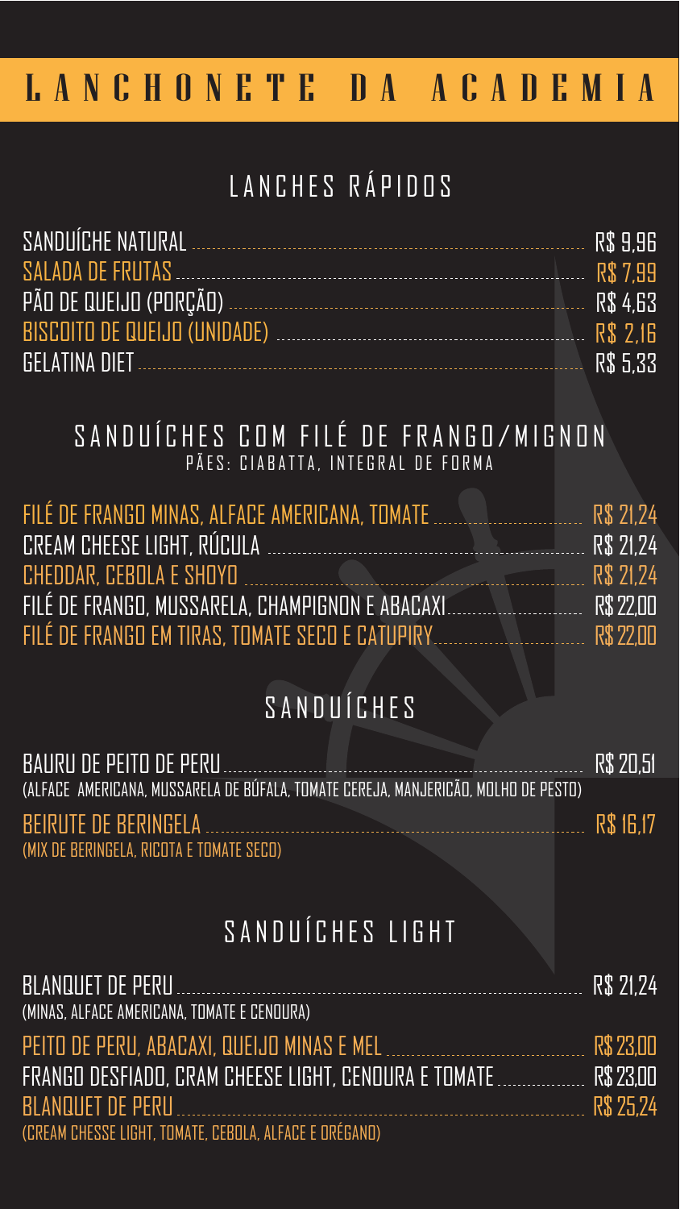# LANCHONETE DA ACADEMIA

## LANCHES RÁPIDOS

| Item | Preço |
| --- | --- |
| SANDUÍCHE NATURAL | R$ 9,96 |
| SALADA DE FRUTAS | R$ 7,99 |
| PÃO DE QUEIJO (PORÇÃO) | R$ 4,63 |
| BISCOITO DE QUEIJO (UNIDADE) | R$ 2,16 |
| GELATINA DIET | R$ 5,33 |

## SANDUÍCHES COM FILÉ DE FRANGO/MIGNON

PÃES: CIABATTA, INTEGRAL DE FORMA

| Item | Preço |
| --- | --- |
| FILÉ DE FRANGO MINAS, ALFACE AMERICANA, TOMATE | R$ 21,24 |
| CREAM CHEESE LIGHT, RÚCULA | R$ 21,24 |
| CHEDDAR, CEBOLA E SHOYO | R$ 21,24 |
| FILÉ DE FRANGO, MUSSARELA, CHAMPIGNON E ABACAXI | R$ 22,00 |
| FILÉ DE FRANGO EM TIRAS, TOMATE SECO E CATUPIRY | R$ 22,00 |

## SANDUÍCHES

**BAURU DE PEITO DE PERU** — R$ 20,51
(ALFACE AMERICANA, MUSSARELA DE BÚFALA, TOMATE CEREJA, MANJERICÃO, MOLHO DE PESTO)

**BEIRUTE DE BERINGELA** — R$ 16,17
(MIX DE BERINGELA, RICOTA E TOMATE SECO)

## SANDUÍCHES LIGHT

**BLANQUET DE PERU** — R$ 21,24
(MINAS, ALFACE AMERICANA, TOMATE E CENOURA)

**PEITO DE PERU, ABACAXI, QUEIJO MINAS E MEL** — R$ 23,00

**FRANGO DESFIADO, CRAM CHEESE LIGHT, CENOURA E TOMATE** — R$ 23,00

**BLANQUET DE PERU** — R$ 25,24
(CREAM CHESSE LIGHT, TOMATE, CEBOLA, ALFACE E ORÉGANO)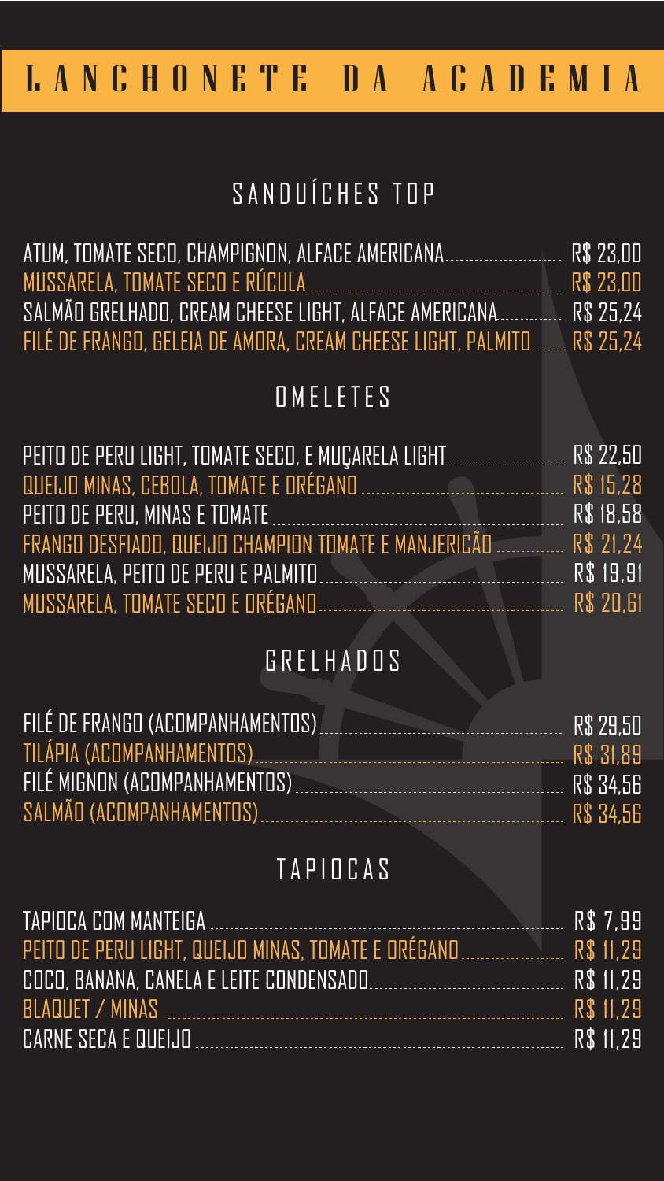# LANCHONETE DA ACADEMIA

## SANDUÍCHES TOP

| Item | Preço |
| --- | --- |
| ATUM, TOMATE SECO, CHAMPIGNON, ALFACE AMERICANA | R$ 23,00 |
| MUSSARELA, TOMATE SECO E RÚCULA | R$ 23,00 |
| SALMÃO GRELHADO, CREAM CHEESE LIGHT, ALFACE AMERICANA | R$ 25,24 |
| FILÉ DE FRANGO, GELEIA DE AMORA, CREAM CHEESE LIGHT, PALMITO | R$ 25,24 |

## OMELETES

| Item | Preço |
| --- | --- |
| PEITO DE PERU LIGHT, TOMATE SECO, E MUÇARELA LIGHT | R$ 22,50 |
| QUEIJO MINAS, CEBOLA, TOMATE E ORÉGANO | R$ 15,28 |
| PEITO DE PERU, MINAS E TOMATE | R$ 18,58 |
| FRANGO DESFIADO, QUEIJO CHAMPION TOMATE E MANJERICÃO | R$ 21,24 |
| MUSSARELA, PEITO DE PERU E PALMITO | R$ 19,91 |
| MUSSARELA, TOMATE SECO E ORÉGANO | R$ 20,61 |

## GRELHADOS

| Item | Preço |
| --- | --- |
| FILÉ DE FRANGO (ACOMPANHAMENTOS) | R$ 29,50 |
| TILÁPIA (ACOMPANHAMENTOS) | R$ 31,89 |
| FILÉ MIGNON (ACOMPANHAMENTOS) | R$ 34,56 |
| SALMÃO (ACOMPANHAMENTOS) | R$ 34,56 |

## TAPIOCAS

| Item | Preço |
| --- | --- |
| TAPIOCA COM MANTEIGA | R$ 7,99 |
| PEITO DE PERU LIGHT, QUEIJO MINAS, TOMATE E ORÉGANO | R$ 11,29 |
| COCO, BANANA, CANELA E LEITE CONDENSADO | R$ 11,29 |
| BLAQUET / MINAS | R$ 11,29 |
| CARNE SECA E QUEIJO | R$ 11,29 |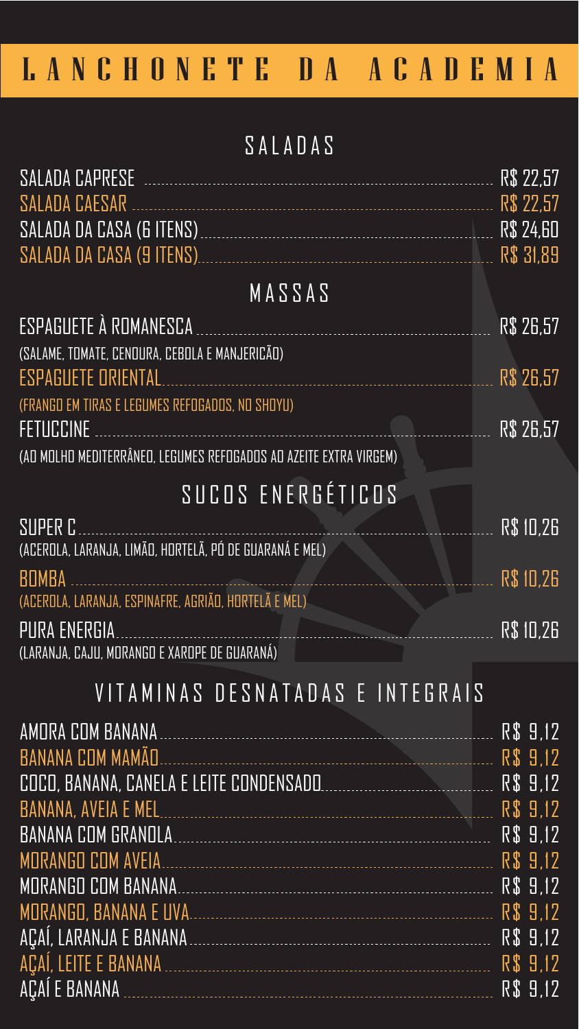# LANCHONETE DA ACADEMIA

## SALADAS

| Item | Preço |
| --- | --- |
| SALADA CAPRESE | R$ 22,57 |
| SALADA CAESAR | R$ 22,57 |
| SALADA DA CASA (6 ITENS) | R$ 24,60 |
| SALADA DA CASA (9 ITENS) | R$ 31,89 |

## MASSAS

| Item | Preço |
| --- | --- |
| ESPAGUETE À ROMANESCA (SALAME, TOMATE, CENOURA, CEBOLA E MANJERICÃO) | R$ 26,57 |
| ESPAGUETE ORIENTAL (FRANGO EM TIRAS E LEGUMES REFOGADOS, NO SHOYU) | R$ 26,57 |
| FETUCCINE (AO MOLHO MEDITERRÂNEO, LEGUMES REFOGADOS AO AZEITE EXTRA VIRGEM) | R$ 26,57 |

## SUCOS ENERGÉTICOS

| Item | Preço |
| --- | --- |
| SUPER C (ACEROLA, LARANJA, LIMÃO, HORTELÃ, PÓ DE GUARANÁ E MEL) | R$ 10,26 |
| BOMBA (ACEROLA, LARANJA, ESPINAFRE, AGRIÃO, HORTELÃ E MEL) | R$ 10,26 |
| PURA ENERGIA (LARANJA, CAJU, MORANGO E XAROPE DE GUARANÁ) | R$ 10,26 |

## VITAMINAS DESNATADAS E INTEGRAIS

| Item | Preço |
| --- | --- |
| AMORA COM BANANA | R$ 9,12 |
| BANANA COM MAMÃO | R$ 9,12 |
| COCO, BANANA, CANELA E LEITE CONDENSADO | R$ 9,12 |
| BANANA, AVEIA E MEL | R$ 9,12 |
| BANANA COM GRANOLA | R$ 9,12 |
| MORANGO COM AVEIA | R$ 9,12 |
| MORANGO COM BANANA | R$ 9,12 |
| MORANGO, BANANA E UVA | R$ 9,12 |
| AÇAÍ, LARANJA E BANANA | R$ 9,12 |
| AÇAÍ, LEITE E BANANA | R$ 9,12 |
| AÇAÍ E BANANA | R$ 9,12 |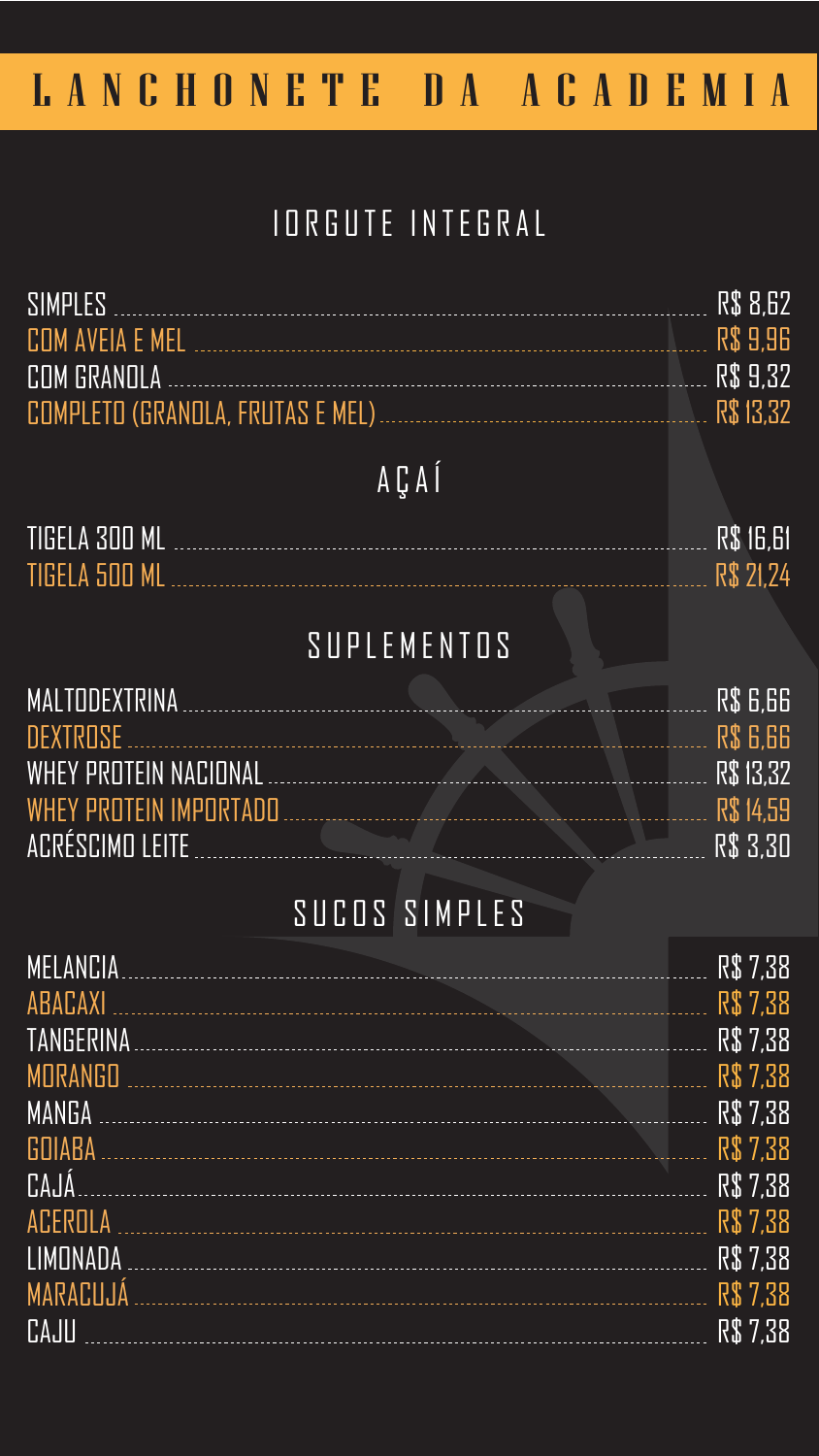# LANCHONETE DA ACADEMIA

## IORGUTE INTEGRAL

| | |
|---|---|
| SIMPLES | R$ 8,62 |
| COM AVEIA E MEL | R$ 9,96 |
| COM GRANOLA | R$ 9,32 |
| COMPLETO (GRANOLA, FRUTAS E MEL) | R$ 13,32 |

## AÇAÍ

| | |
|---|---|
| TIGELA 300 ML | R$ 16,61 |
| TIGELA 500 ML | R$ 21,24 |

## SUPLEMENTOS

| | |
|---|---|
| MALTODEXTRINA | R$ 6,66 |
| DEXTROSE | R$ 6,66 |
| WHEY PROTEIN NACIONAL | R$ 13,32 |
| WHEY PROTEIN IMPORTADO | R$ 14,59 |
| ACRÉSCIMO LEITE | R$ 3,30 |

## SUCOS SIMPLES

| | |
|---|---|
| MELANCIA | R$ 7,38 |
| ABACAXI | R$ 7,38 |
| TANGERINA | R$ 7,38 |
| MORANGO | R$ 7,38 |
| MANGA | R$ 7,38 |
| GOIABA | R$ 7,38 |
| CAJÁ | R$ 7,38 |
| ACEROLA | R$ 7,38 |
| LIMONADA | R$ 7,38 |
| MARACUJÁ | R$ 7,38 |
| CAJU | R$ 7,38 |